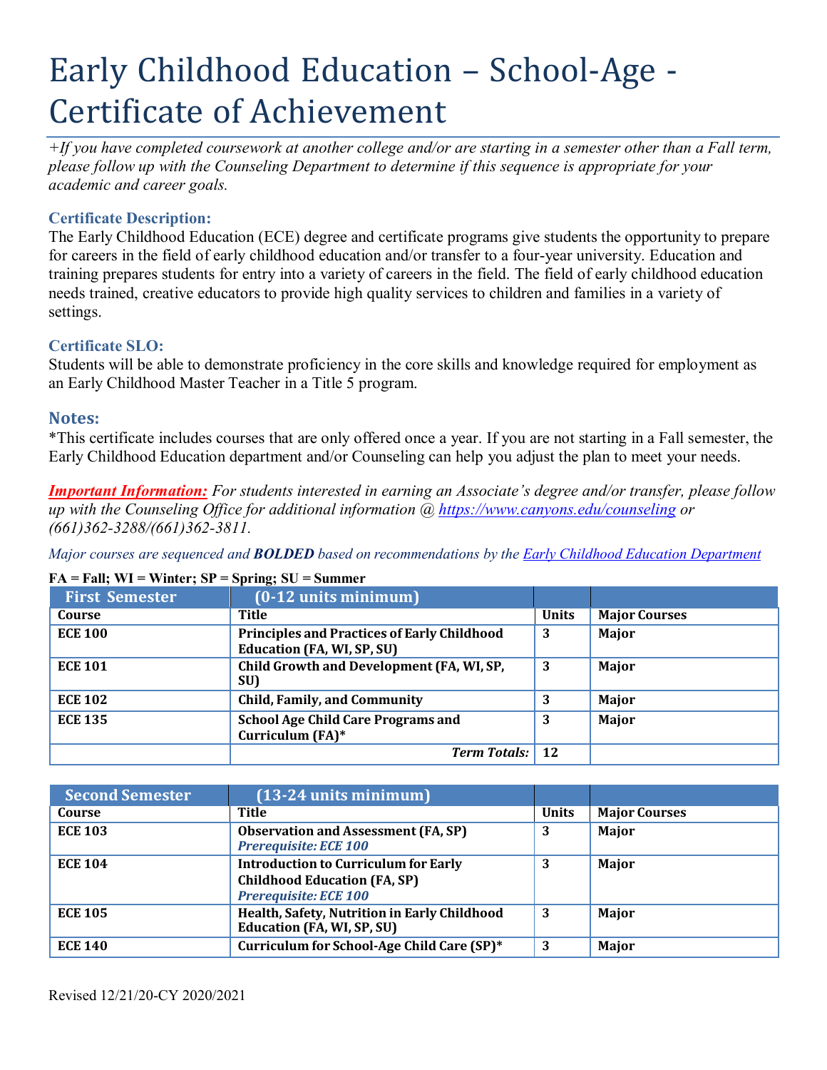# Early Childhood Education – School-Age - Certificate of Achievement

*+If you have completed coursework at another college and/or are starting in a semester other than a Fall term, please follow up with the Counseling Department to determine if this sequence is appropriate for your academic and career goals.*

### Certificate Description:

The Early Childhood Education (ECE) degree and certificate programs give students the opportunity to prepare for careers in the field of early childhood education and/or transfer to a four-year university. Education and training prepares students for entry into a variety of careers in the field. The field of early childhood education needs trained, creative educators to provide high quality services to children and families in a variety of settings.

### Certificate SLO:

Students will be able to demonstrate proficiency in the core skills and knowledge required for employment as an Early Childhood Master Teacher in a Title 5 program.

### Notes:

*This certificate includes courses that are only offered once a year. If you are not starting in a Fall semester, the Early Childhood Education department and/or Counseling can help you adjust the plan to meet your needs.

***Important Information:*** *For students interested in earning an Associate's degree and/or transfer, please follow up with the Counseling Office for additional information @ https://www.canyons.edu/counseling or (661)362-3288/(661)362-3811.*

*Major courses are sequenced and **BOLDED** based on recommendations by the Early Childhood Education Department*

**FA = Fall; WI = Winter; SP = Spring; SU = Summer**

| First Semester | (0-12 units minimum) | | |
|---|---|---|---|
| **Course** | **Title** | **Units** | **Major Courses** |
| **ECE 100** | **Principles and Practices of Early Childhood Education (FA, WI, SP, SU)** | **3** | **Major** |
| **ECE 101** | **Child Growth and Development (FA, WI, SP, SU)** | **3** | **Major** |
| **ECE 102** | **Child, Family, and Community** | **3** | **Major** |
| **ECE 135** | **School Age Child Care Programs and Curriculum (FA)*** | **3** | **Major** |
| | ***Term Totals:*** | **12** | |

| Second Semester | (13-24 units minimum) | | |
|---|---|---|---|
| **Course** | **Title** | **Units** | **Major Courses** |
| **ECE 103** | **Observation and Assessment (FA, SP)** ***Prerequisite: ECE 100*** | **3** | **Major** |
| **ECE 104** | **Introduction to Curriculum for Early Childhood Education (FA, SP)** ***Prerequisite: ECE 100*** | **3** | **Major** |
| **ECE 105** | **Health, Safety, Nutrition in Early Childhood Education (FA, WI, SP, SU)** | **3** | **Major** |
| **ECE 140** | **Curriculum for School-Age Child Care (SP)*** | **3** | **Major** |

Revised 12/21/20-CY 2020/2021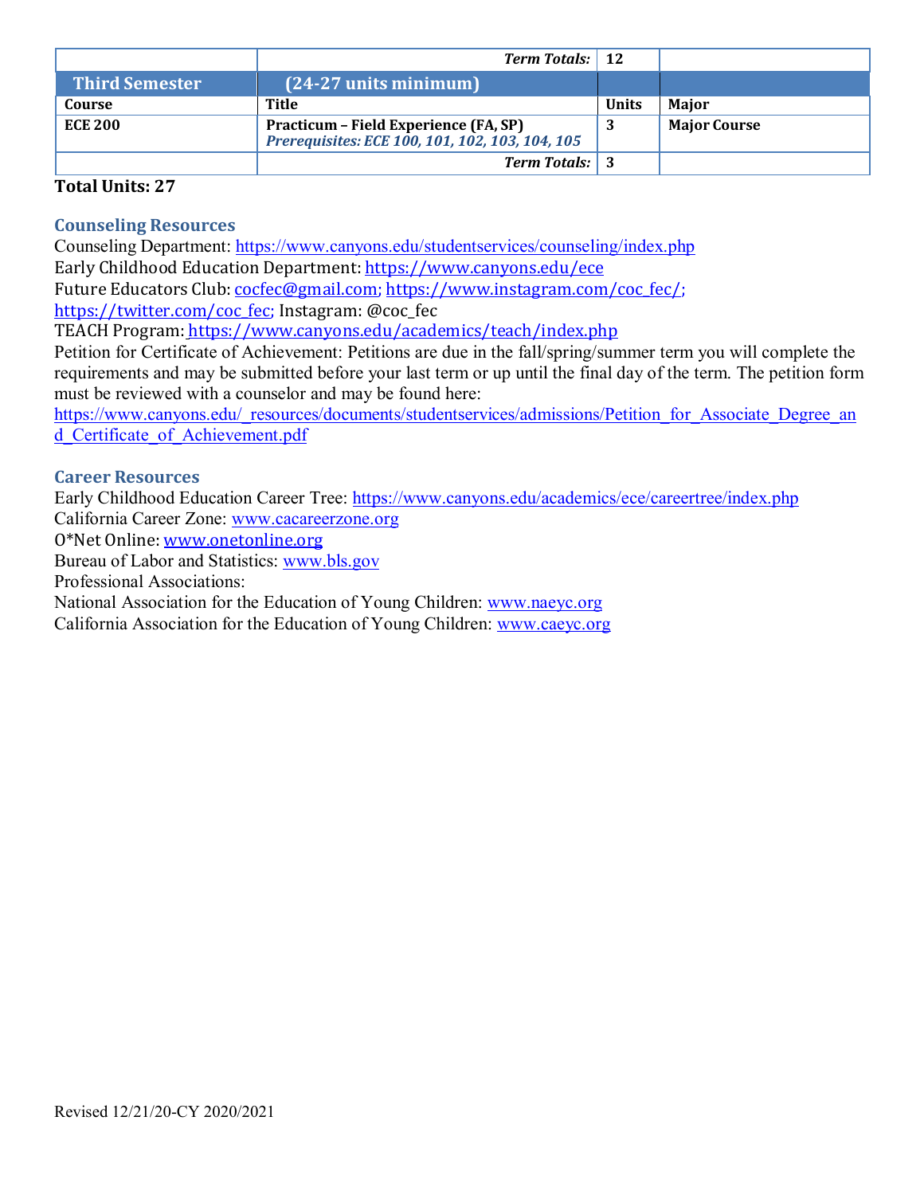| | | | |
|---|---|---|---|
| | ***Term Totals:*** | **12** | |
| **Third Semester** | **(24-27 units minimum)** | | |
| **Course** | **Title** | **Units** | **Major** |
| **ECE 200** | **Practicum – Field Experience (FA, SP)** ***Prerequisites: ECE 100, 101, 102, 103, 104, 105*** | **3** | **Major Course** |
| | ***Term Totals:*** | **3** | |

**Total Units: 27**

### Counseling Resources

Counseling Department: https://www.canyons.edu/studentservices/counseling/index.php
Early Childhood Education Department: https://www.canyons.edu/ece
Future Educators Club: cocfec@gmail.com; https://www.instagram.com/coc_fec/; https://twitter.com/coc_fec; Instagram: @coc_fec
TEACH Program: https://www.canyons.edu/academics/teach/index.php
Petition for Certificate of Achievement: Petitions are due in the fall/spring/summer term you will complete the requirements and may be submitted before your last term or up until the final day of the term. The petition form must be reviewed with a counselor and may be found here: https://www.canyons.edu/_resources/documents/studentservices/admissions/Petition_for_Associate_Degree_and_Certificate_of_Achievement.pdf

### Career Resources

Early Childhood Education Career Tree: https://www.canyons.edu/academics/ece/careertree/index.php
California Career Zone: www.cacareerzone.org
O*Net Online: www.onetonline.org
Bureau of Labor and Statistics: www.bls.gov
Professional Associations:
National Association for the Education of Young Children: www.naeyc.org
California Association for the Education of Young Children: www.caeyc.org

Revised 12/21/20-CY 2020/2021